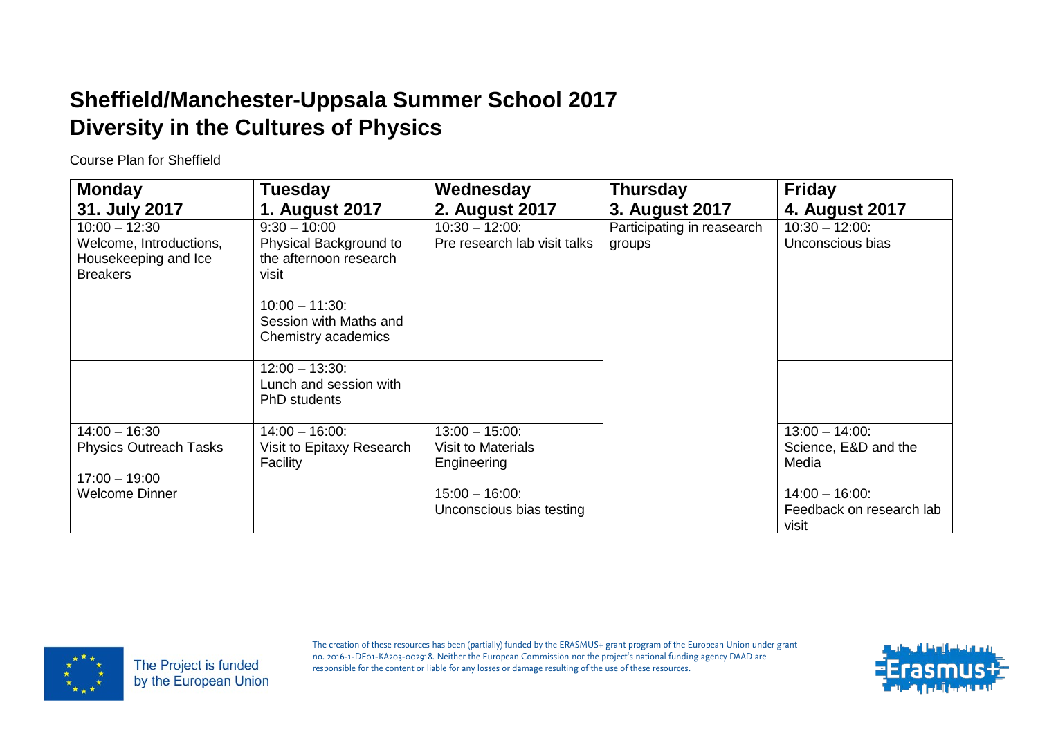# Sheffield/Manchester-Uppsala Summer School 2017
# Diversity in the Cultures of Physics

Course Plan for Sheffield

| Monday 31. July 2017 | Tuesday 1. August 2017 | Wednesday 2. August 2017 | Thursday 3. August 2017 | Friday 4. August 2017 |
|---|---|---|---|---|
| 10:00 – 12:30 Welcome, Introductions, Housekeeping and Ice Breakers | 9:30 – 10:00 Physical Background to the afternoon research visit<br><br>10:00 – 11:30: Session with Maths and Chemistry academics | 10:30 – 12:00: Pre research lab visit talks | Participating in reasearch groups | 10:30 – 12:00: Unconscious bias |
| | 12:00 – 13:30: Lunch and session with PhD students | | | |
| 14:00 – 16:30 Physics Outreach Tasks<br><br>17:00 – 19:00 Welcome Dinner | 14:00 – 16:00: Visit to Epitaxy Research Facility | 13:00 – 15:00: Visit to Materials Engineering<br><br>15:00 – 16:00: Unconscious bias testing | | 13:00 – 14:00: Science, E&D and the Media<br><br>14:00 – 16:00: Feedback on research lab visit |

The Project is funded by the European Union

The creation of these resources has been (partially) funded by the ERASMUS+ grant program of the European Union under grant no. 2016-1-DE01-KA203-002918. Neither the European Commission nor the project's national funding agency DAAD are responsible for the content or liable for any losses or damage resulting of the use of these resources.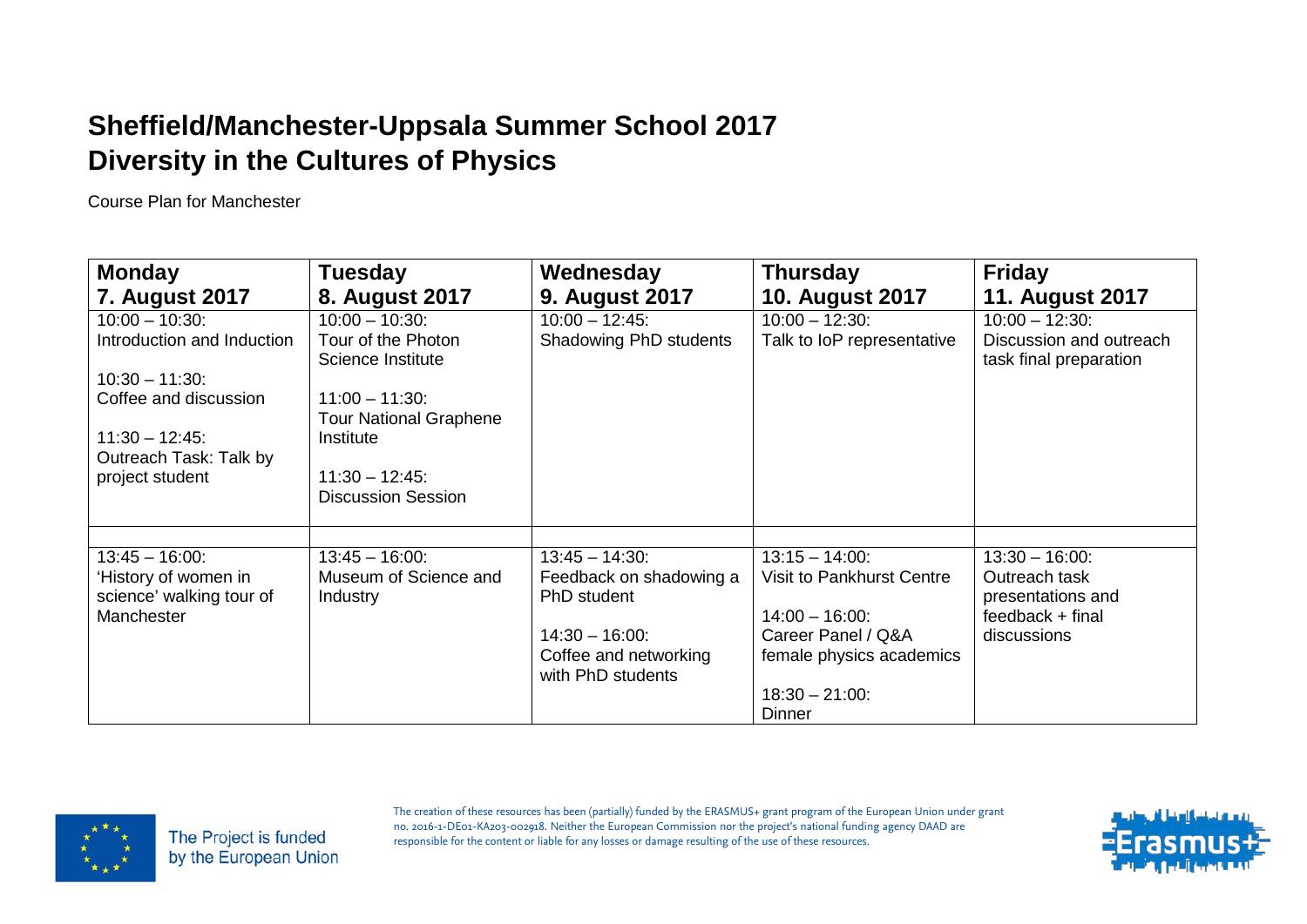# Sheffield/Manchester-Uppsala Summer School 2017
# Diversity in the Cultures of Physics

Course Plan for Manchester

| Monday<br>7. August 2017 | Tuesday<br>8. August 2017 | Wednesday<br>9. August 2017 | Thursday<br>10. August 2017 | Friday<br>11. August 2017 |
|---|---|---|---|---|
| 10:00 – 10:30:<br>Introduction and Induction<br><br>10:30 – 11:30:<br>Coffee and discussion<br><br>11:30 – 12:45:<br>Outreach Task: Talk by project student | 10:00 – 10:30:<br>Tour of the Photon Science Institute<br><br>11:00 – 11:30:<br>Tour National Graphene Institute<br><br>11:30 – 12:45:<br>Discussion Session | 10:00 – 12:45:<br>Shadowing PhD students | 10:00 – 12:30:<br>Talk to IoP representative | 10:00 – 12:30:<br>Discussion and outreach task final preparation |
| | | | | |
| 13:45 – 16:00:<br>'History of women in science' walking tour of Manchester | 13:45 – 16:00:<br>Museum of Science and Industry | 13:45 – 14:30:<br>Feedback on shadowing a PhD student<br><br>14:30 – 16:00:<br>Coffee and networking with PhD students | 13:15 – 14:00:<br>Visit to Pankhurst Centre<br><br>14:00 – 16:00:<br>Career Panel / Q&A female physics academics<br><br>18:30 – 21:00:<br>Dinner | 13:30 – 16:00:<br>Outreach task presentations and feedback + final discussions |

The Project is funded by the European Union

The creation of these resources has been (partially) funded by the ERASMUS+ grant program of the European Union under grant no. 2016-1-DE01-KA203-002918. Neither the European Commission nor the project's national funding agency DAAD are responsible for the content or liable for any losses or damage resulting of the use of these resources.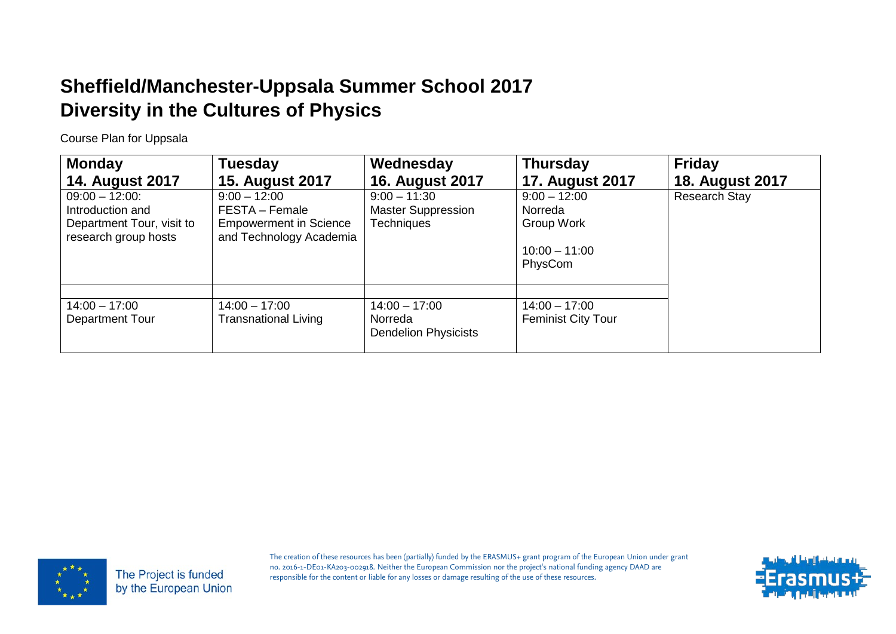# Sheffield/Manchester-Uppsala Summer School 2017
# Diversity in the Cultures of Physics

Course Plan for Uppsala

| Monday<br>14. August 2017 | Tuesday<br>15. August 2017 | Wednesday<br>16. August 2017 | Thursday<br>17. August 2017 | Friday<br>18. August 2017 |
|---|---|---|---|---|
| 09:00 – 12:00:<br>Introduction and Department Tour, visit to research group hosts | 9:00 – 12:00<br>FESTA – Female Empowerment in Science and Technology Academia | 9:00 – 11:30<br>Master Suppression Techniques | 9:00 – 12:00<br>Norreda<br>Group Work<br><br>10:00 – 11:00<br>PhysCom | Research Stay |
| | | | | |
| 14:00 – 17:00<br>Department Tour | 14:00 – 17:00<br>Transnational Living | 14:00 – 17:00<br>Norreda<br>Dendelion Physicists | 14:00 – 17:00<br>Feminist City Tour | |

The Project is funded by the European Union

The creation of these resources has been (partially) funded by the ERASMUS+ grant program of the European Union under grant no. 2016-1-DE01-KA203-002918. Neither the European Commission nor the project's national funding agency DAAD are responsible for the content or liable for any losses or damage resulting of the use of these resources.

Erasmus+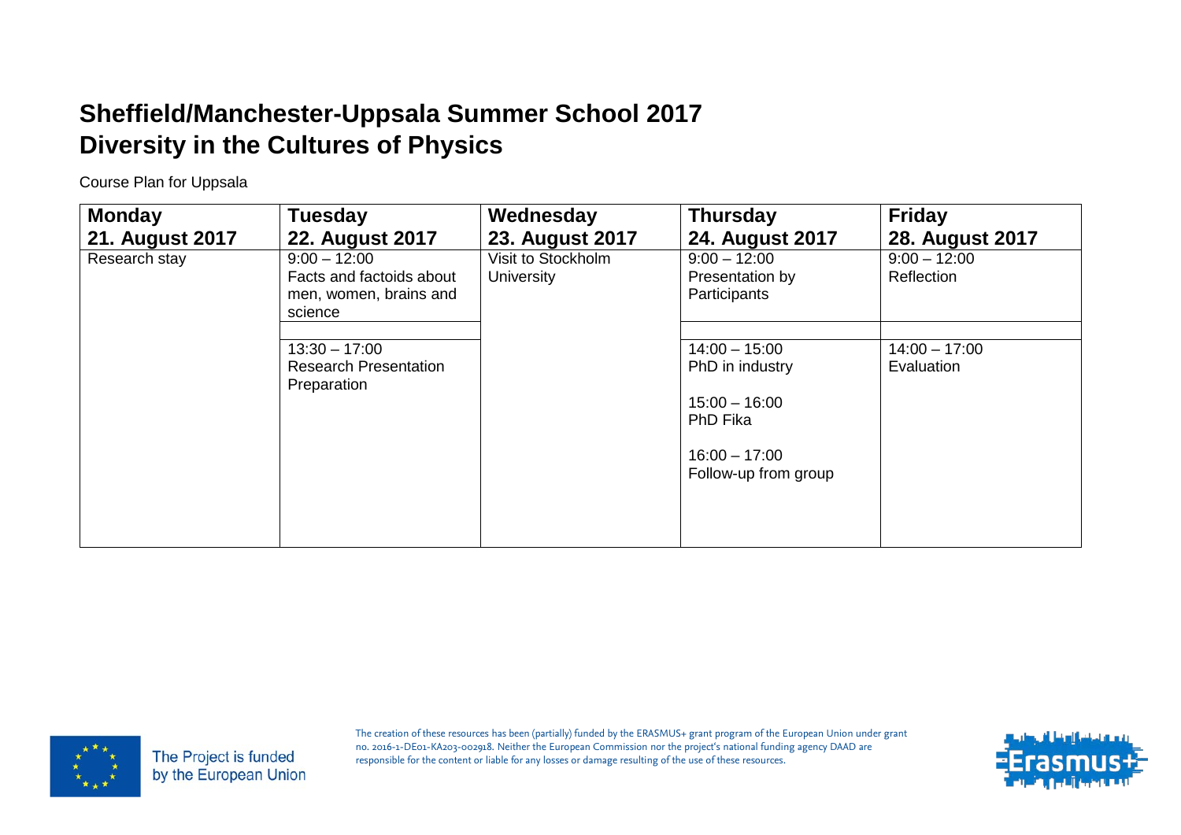# Sheffield/Manchester-Uppsala Summer School 2017
# Diversity in the Cultures of Physics

Course Plan for Uppsala

| **Monday**<br>**21. August 2017** | **Tuesday**<br>**22. August 2017** | **Wednesday**<br>**23. August 2017** | **Thursday**<br>**24. August 2017** | **Friday**<br>**28. August 2017** |
|---|---|---|---|---|
| Research stay | 9:00 – 12:00<br>Facts and factoids about men, women, brains and science | Visit to Stockholm University | 9:00 – 12:00<br>Presentation by Participants | 9:00 – 12:00<br>Reflection |
| | | | | |
| | 13:30 – 17:00<br>Research Presentation Preparation | | 14:00 – 15:00<br>PhD in industry<br><br>15:00 – 16:00<br>PhD Fika<br><br>16:00 – 17:00<br>Follow-up from group | 14:00 – 17:00<br>Evaluation |

The Project is funded by the European Union

The creation of these resources has been (partially) funded by the ERASMUS+ grant program of the European Union under grant no. 2016-1-DE01-KA203-002918. Neither the European Commission nor the project's national funding agency DAAD are responsible for the content or liable for any losses or damage resulting of the use of these resources.

Erasmus+